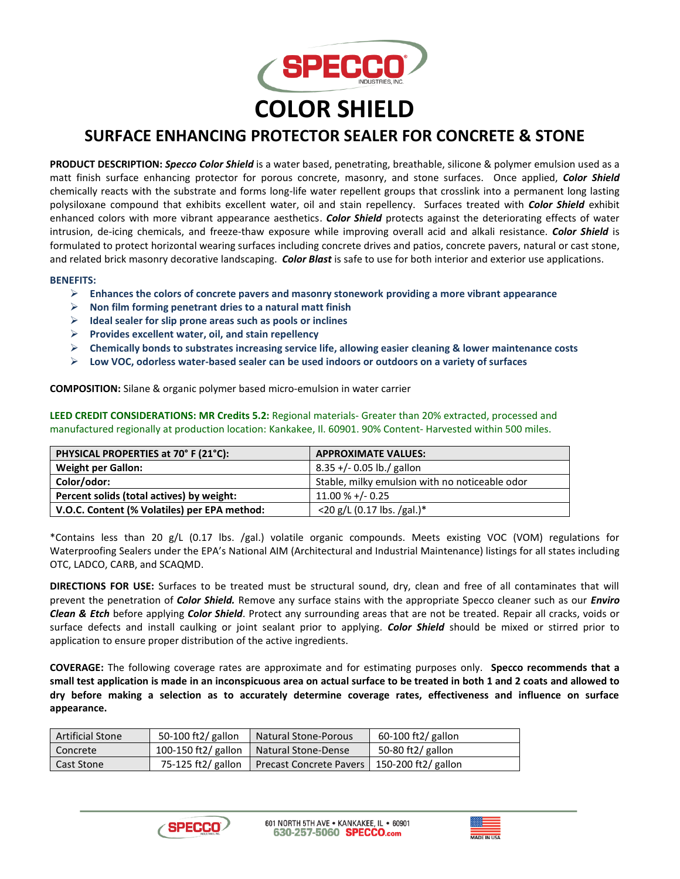SPECCO
INDUSTRIES, INC.

# COLOR SHIELD

## SURFACE ENHANCING PROTECTOR SEALER FOR CONCRETE & STONE

**PRODUCT DESCRIPTION:** ***Specco Color Shield*** is a water based, penetrating, breathable, silicone & polymer emulsion used as a matt finish surface enhancing protector for porous concrete, masonry, and stone surfaces. Once applied, ***Color Shield*** chemically reacts with the substrate and forms long-life water repellent groups that crosslink into a permanent long lasting polysiloxane compound that exhibits excellent water, oil and stain repellency. Surfaces treated with ***Color Shield*** exhibit enhanced colors with more vibrant appearance aesthetics. ***Color Shield*** protects against the deteriorating effects of water intrusion, de-icing chemicals, and freeze-thaw exposure while improving overall acid and alkali resistance. ***Color Shield*** is formulated to protect horizontal wearing surfaces including concrete drives and patios, concrete pavers, natural or cast stone, and related brick masonry decorative landscaping. ***Color Blast*** is safe to use for both interior and exterior use applications.

**BENEFITS:**

- **Enhances the colors of concrete pavers and masonry stonework providing a more vibrant appearance**
- **Non film forming penetrant dries to a natural matt finish**
- **Ideal sealer for slip prone areas such as pools or inclines**
- **Provides excellent water, oil, and stain repellency**
- **Chemically bonds to substrates increasing service life, allowing easier cleaning & lower maintenance costs**
- **Low VOC, odorless water-based sealer can be used indoors or outdoors on a variety of surfaces**

**COMPOSITION:** Silane & organic polymer based micro-emulsion in water carrier

**LEED CREDIT CONSIDERATIONS: MR Credits 5.2:** Regional materials- Greater than 20% extracted, processed and manufactured regionally at production location: Kankakee, Il. 60901. 90% Content- Harvested within 500 miles.

| PHYSICAL PROPERTIES at 70° F (21°C): | APPROXIMATE VALUES: |
|---|---|
| **Weight per Gallon:** | 8.35 +/- 0.05 lb./ gallon |
| **Color/odor:** | Stable, milky emulsion with no noticeable odor |
| **Percent solids (total actives) by weight:** | 11.00 % +/- 0.25 |
| **V.O.C. Content (% Volatiles) per EPA method:** | <20 g/L (0.17 lbs. /gal.)* |

*Contains less than 20 g/L (0.17 lbs. /gal.) volatile organic compounds. Meets existing VOC (VOM) regulations for Waterproofing Sealers under the EPA's National AIM (Architectural and Industrial Maintenance) listings for all states including OTC, LADCO, CARB, and SCAQMD.

**DIRECTIONS FOR USE:** Surfaces to be treated must be structural sound, dry, clean and free of all contaminates that will prevent the penetration of ***Color Shield.*** Remove any surface stains with the appropriate Specco cleaner such as our ***Enviro Clean & Etch*** before applying ***Color Shield***. Protect any surrounding areas that are not be treated. Repair all cracks, voids or surface defects and install caulking or joint sealant prior to applying. ***Color Shield*** should be mixed or stirred prior to application to ensure proper distribution of the active ingredients.

**COVERAGE:** The following coverage rates are approximate and for estimating purposes only. **Specco recommends that a small test application is made in an inconspicuous area on actual surface to be treated in both 1 and 2 coats and allowed to dry before making a selection as to accurately determine coverage rates, effectiveness and influence on surface appearance.**

| Artificial Stone | 50-100 ft2/ gallon | Natural Stone-Porous | 60-100 ft2/ gallon |
|---|---|---|---|
| Concrete | 100-150 ft2/ gallon | Natural Stone-Dense | 50-80 ft2/ gallon |
| Cast Stone | 75-125 ft2/ gallon | Precast Concrete Pavers | 150-200 ft2/ gallon |

601 NORTH 5TH AVE • KANKAKEE, IL • 60901
630-257-5060 SPECCO.com
MADE IN USA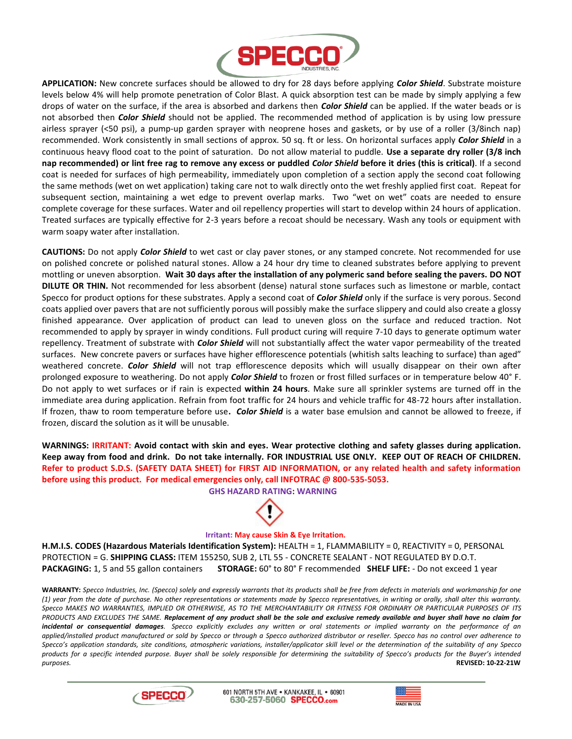**APPLICATION:** New concrete surfaces should be allowed to dry for 28 days before applying ***Color Shield***. Substrate moisture levels below 4% will help promote penetration of Color Blast. A quick absorption test can be made by simply applying a few drops of water on the surface, if the area is absorbed and darkens then ***Color Shield*** can be applied. If the water beads or is not absorbed then ***Color Shield*** should not be applied. The recommended method of application is by using low pressure airless sprayer (<50 psi), a pump-up garden sprayer with neoprene hoses and gaskets, or by use of a roller (3/8inch nap) recommended. Work consistently in small sections of approx. 50 sq. ft or less. On horizontal surfaces apply ***Color Shield*** in a continuous heavy flood coat to the point of saturation. Do not allow material to puddle. **Use a separate dry roller (3/8 inch nap recommended) or lint free rag to remove any excess or puddled *Color Shield* before it dries (this is critical)**. If a second coat is needed for surfaces of high permeability, immediately upon completion of a section apply the second coat following the same methods (wet on wet application) taking care not to walk directly onto the wet freshly applied first coat. Repeat for subsequent section, maintaining a wet edge to prevent overlap marks. Two "wet on wet" coats are needed to ensure complete coverage for these surfaces. Water and oil repellency properties will start to develop within 24 hours of application. Treated surfaces are typically effective for 2-3 years before a recoat should be necessary. Wash any tools or equipment with warm soapy water after installation.

**CAUTIONS:** Do not apply ***Color Shield*** to wet cast or clay paver stones, or any stamped concrete. Not recommended for use on polished concrete or polished natural stones. Allow a 24 hour dry time to cleaned substrates before applying to prevent mottling or uneven absorption. **Wait 30 days after the installation of any polymeric sand before sealing the pavers. DO NOT DILUTE OR THIN.** Not recommended for less absorbent (dense) natural stone surfaces such as limestone or marble, contact Specco for product options for these substrates. Apply a second coat of ***Color Shield*** only if the surface is very porous. Second coats applied over pavers that are not sufficiently porous will possibly make the surface slippery and could also create a glossy finished appearance. Over application of product can lead to uneven gloss on the surface and reduced traction. Not recommended to apply by sprayer in windy conditions. Full product curing will require 7-10 days to generate optimum water repellency. Treatment of substrate with ***Color Shield*** will not substantially affect the water vapor permeability of the treated surfaces. New concrete pavers or surfaces have higher efflorescence potentials (whitish salts leaching to surface) than aged" weathered concrete. ***Color Shield*** will not trap efflorescence deposits which will usually disappear on their own after prolonged exposure to weathering. Do not apply ***Color Shield*** to frozen or frost filled surfaces or in temperature below 40° F. Do not apply to wet surfaces or if rain is expected **within 24 hours**. Make sure all sprinkler systems are turned off in the immediate area during application. Refrain from foot traffic for 24 hours and vehicle traffic for 48-72 hours after installation. If frozen, thaw to room temperature before use**.** ***Color Shield*** is a water base emulsion and cannot be allowed to freeze, if frozen, discard the solution as it will be unusable.

**WARNINGS: IRRITANT: Avoid contact with skin and eyes. Wear protective clothing and safety glasses during application. Keep away from food and drink. Do not take internally. FOR INDUSTRIAL USE ONLY. KEEP OUT OF REACH OF CHILDREN. Refer to product S.D.S. (SAFETY DATA SHEET) for FIRST AID INFORMATION, or any related health and safety information before using this product. For medical emergencies only, call INFOTRAC @ 800-535-5053.**

**GHS HAZARD RATING: WARNING**

**Irritant: May cause Skin & Eye Irritation.**

**H.M.I.S. CODES (Hazardous Materials Identification System):** HEALTH = 1, FLAMMABILITY = 0, REACTIVITY = 0, PERSONAL PROTECTION = G. **SHIPPING CLASS:** ITEM 155250, SUB 2, LTL 55 - CONCRETE SEALANT - NOT REGULATED BY D.O.T.
**PACKAGING:** 1, 5 and 55 gallon containers **STORAGE:** 60° to 80° F recommended **SHELF LIFE:** - Do not exceed 1 year

**WARRANTY:** *Specco Industries, Inc. (Specco) solely and expressly warrants that its products shall be free from defects in materials and workmanship for one (1) year from the date of purchase. No other representations or statements made by Specco representatives, in writing or orally, shall alter this warranty. Specco MAKES NO WARRANTIES, IMPLIED OR OTHERWISE, AS TO THE MERCHANTABILITY OR FITNESS FOR ORDINARY OR PARTICULAR PURPOSES OF ITS PRODUCTS AND EXCLUDES THE SAME.* ***Replacement of any product shall be the sole and exclusive remedy available and buyer shall have no claim for incidental or consequential damages****. Specco explicitly excludes any written or oral statements or implied warranty on the performance of an applied/installed product manufactured or sold by Specco or through a Specco authorized distributor or reseller. Specco has no control over adherence to Specco's application standards, site conditions, atmospheric variations, installer/applicator skill level or the determination of the suitability of any Specco products for a specific intended purpose. Buyer shall be solely responsible for determining the suitability of Specco's products for the Buyer's intended purposes.*

**REVISED: 10-22-21W**

601 NORTH 5TH AVE • KANKAKEE, IL • 60901
630-257-5060 SPECCO.com